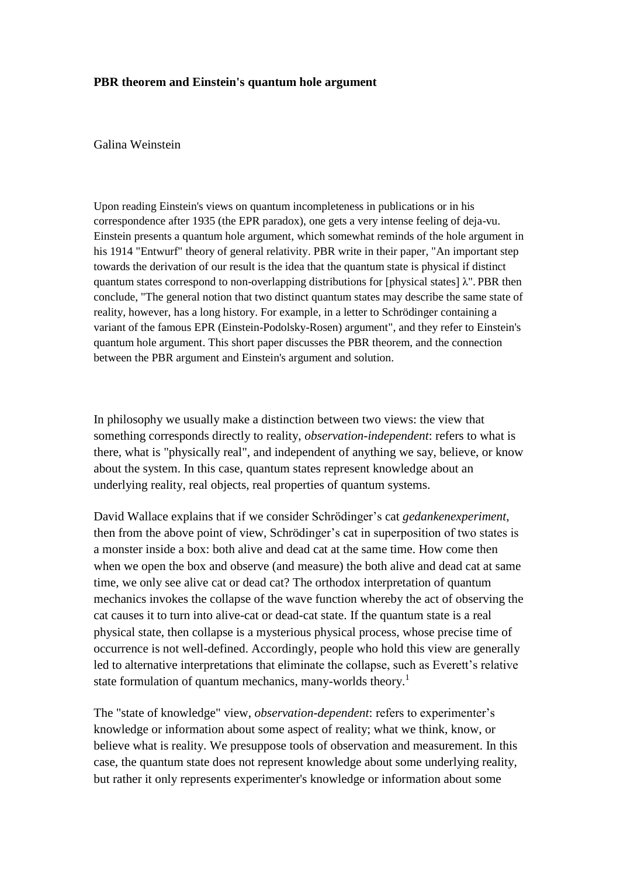# PBR theorem and Einstein's quantum hole argument

Galina Weinstein

Upon reading Einstein's views on quantum incompleteness in publications or in his correspondence after 1935 (the EPR paradox), one gets a very intense feeling of deja-vu. Einstein presents a quantum hole argument, which somewhat reminds of the hole argument in his 1914 "Entwurf" theory of general relativity. PBR write in their paper, "An important step towards the derivation of our result is the idea that the quantum state is physical if distinct quantum states correspond to non-overlapping distributions for [physical states] λ". PBR then conclude, "The general notion that two distinct quantum states may describe the same state of reality, however, has a long history. For example, in a letter to Schrödinger containing a variant of the famous EPR (Einstein-Podolsky-Rosen) argument", and they refer to Einstein's quantum hole argument. This short paper discusses the PBR theorem, and the connection between the PBR argument and Einstein's argument and solution.

In philosophy we usually make a distinction between two views: the view that something corresponds directly to reality, *observation-independent*: refers to what is there, what is "physically real", and independent of anything we say, believe, or know about the system. In this case, quantum states represent knowledge about an underlying reality, real objects, real properties of quantum systems.

David Wallace explains that if we consider Schrödinger's cat *gedankenexperiment*, then from the above point of view, Schrödinger's cat in superposition of two states is a monster inside a box: both alive and dead cat at the same time. How come then when we open the box and observe (and measure) the both alive and dead cat at same time, we only see alive cat or dead cat? The orthodox interpretation of quantum mechanics invokes the collapse of the wave function whereby the act of observing the cat causes it to turn into alive-cat or dead-cat state. If the quantum state is a real physical state, then collapse is a mysterious physical process, whose precise time of occurrence is not well-defined. Accordingly, people who hold this view are generally led to alternative interpretations that eliminate the collapse, such as Everett's relative state formulation of quantum mechanics, many-worlds theory.[1]

The "state of knowledge" view, *observation-dependent*: refers to experimenter's knowledge or information about some aspect of reality; what we think, know, or believe what is reality. We presuppose tools of observation and measurement. In this case, the quantum state does not represent knowledge about some underlying reality, but rather it only represents experimenter's knowledge or information about some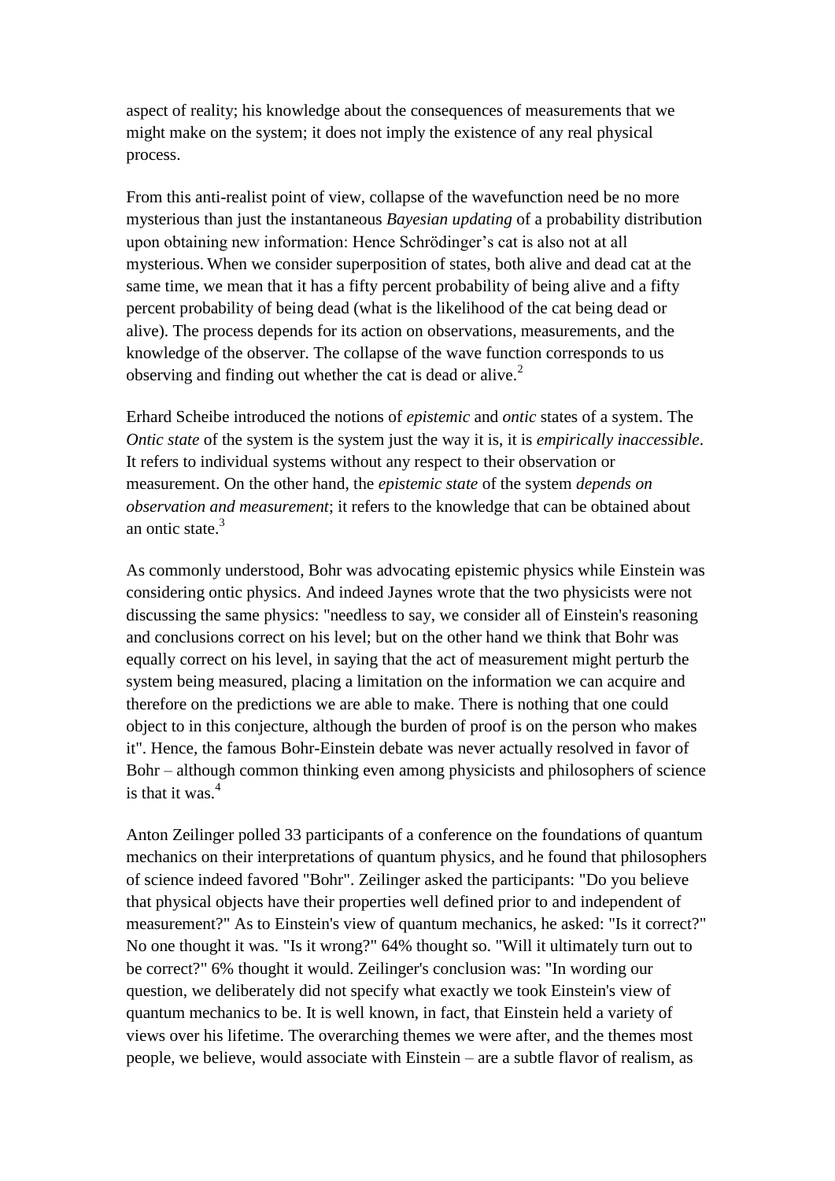aspect of reality; his knowledge about the consequences of measurements that we might make on the system; it does not imply the existence of any real physical process.

From this anti-realist point of view, collapse of the wavefunction need be no more mysterious than just the instantaneous *Bayesian updating* of a probability distribution upon obtaining new information: Hence Schrödinger's cat is also not at all mysterious. When we consider superposition of states, both alive and dead cat at the same time, we mean that it has a fifty percent probability of being alive and a fifty percent probability of being dead (what is the likelihood of the cat being dead or alive). The process depends for its action on observations, measurements, and the knowledge of the observer. The collapse of the wave function corresponds to us observing and finding out whether the cat is dead or alive.[2]

Erhard Scheibe introduced the notions of *epistemic* and *ontic* states of a system. The *Ontic state* of the system is the system just the way it is, it is *empirically inaccessible*. It refers to individual systems without any respect to their observation or measurement. On the other hand, the *epistemic state* of the system *depends on observation and measurement*; it refers to the knowledge that can be obtained about an ontic state.[3]

As commonly understood, Bohr was advocating epistemic physics while Einstein was considering ontic physics. And indeed Jaynes wrote that the two physicists were not discussing the same physics: "needless to say, we consider all of Einstein's reasoning and conclusions correct on his level; but on the other hand we think that Bohr was equally correct on his level, in saying that the act of measurement might perturb the system being measured, placing a limitation on the information we can acquire and therefore on the predictions we are able to make. There is nothing that one could object to in this conjecture, although the burden of proof is on the person who makes it". Hence, the famous Bohr-Einstein debate was never actually resolved in favor of Bohr – although common thinking even among physicists and philosophers of science is that it was.[4]

Anton Zeilinger polled 33 participants of a conference on the foundations of quantum mechanics on their interpretations of quantum physics, and he found that philosophers of science indeed favored "Bohr". Zeilinger asked the participants: "Do you believe that physical objects have their properties well defined prior to and independent of measurement?" As to Einstein's view of quantum mechanics, he asked: "Is it correct?" No one thought it was. "Is it wrong?" 64% thought so. "Will it ultimately turn out to be correct?" 6% thought it would. Zeilinger's conclusion was: "In wording our question, we deliberately did not specify what exactly we took Einstein's view of quantum mechanics to be. It is well known, in fact, that Einstein held a variety of views over his lifetime. The overarching themes we were after, and the themes most people, we believe, would associate with Einstein – are a subtle flavor of realism, as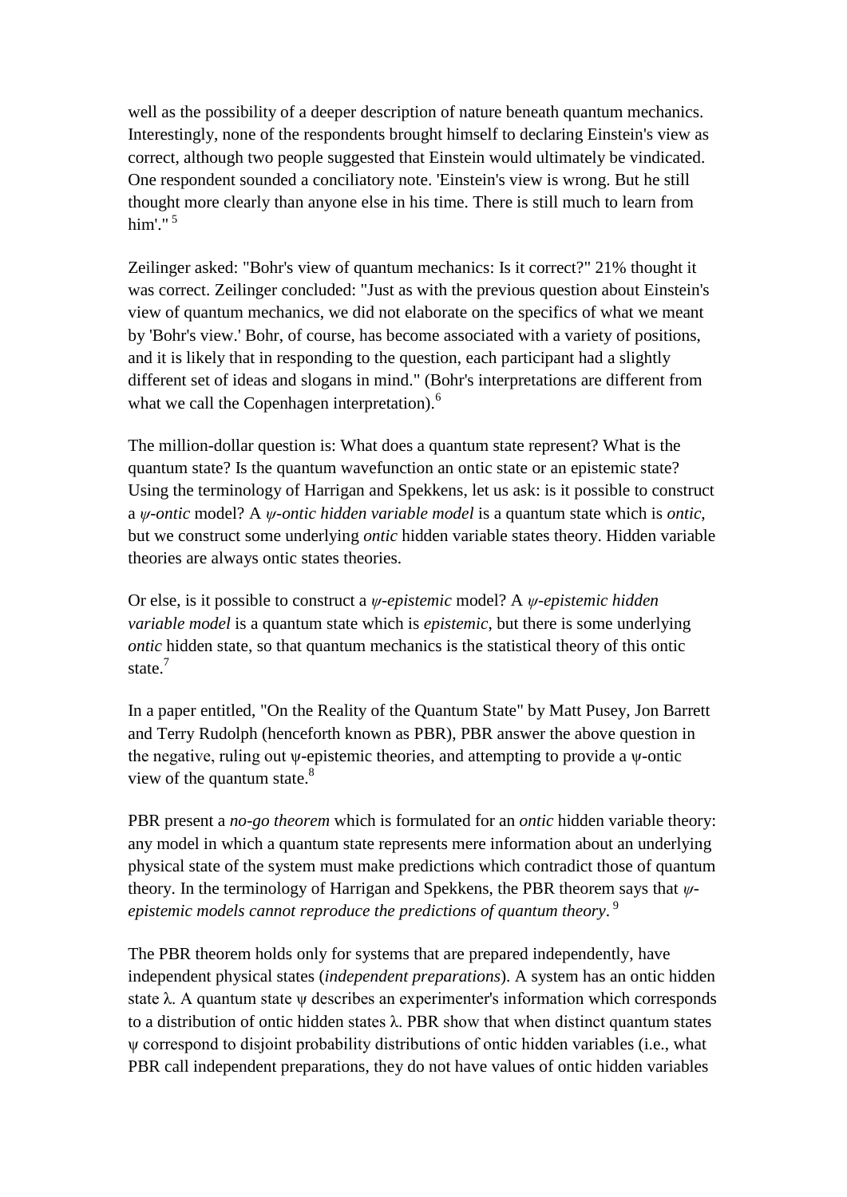well as the possibility of a deeper description of nature beneath quantum mechanics. Interestingly, none of the respondents brought himself to declaring Einstein's view as correct, although two people suggested that Einstein would ultimately be vindicated. One respondent sounded a conciliatory note. 'Einstein's view is wrong. But he still thought more clearly than anyone else in his time. There is still much to learn from him'." [5]

Zeilinger asked: "Bohr's view of quantum mechanics: Is it correct?" 21% thought it was correct. Zeilinger concluded: "Just as with the previous question about Einstein's view of quantum mechanics, we did not elaborate on the specifics of what we meant by 'Bohr's view.' Bohr, of course, has become associated with a variety of positions, and it is likely that in responding to the question, each participant had a slightly different set of ideas and slogans in mind." (Bohr's interpretations are different from what we call the Copenhagen interpretation).[6]

The million-dollar question is: What does a quantum state represent? What is the quantum state? Is the quantum wavefunction an ontic state or an epistemic state? Using the terminology of Harrigan and Spekkens, let us ask: is it possible to construct a *ψ-ontic* model? A *ψ-ontic hidden variable model* is a quantum state which is *ontic*, but we construct some underlying *ontic* hidden variable states theory. Hidden variable theories are always ontic states theories.

Or else, is it possible to construct a *ψ-epistemic* model? A *ψ-epistemic hidden variable model* is a quantum state which is *epistemic*, but there is some underlying *ontic* hidden state, so that quantum mechanics is the statistical theory of this ontic state.[7]

In a paper entitled, "On the Reality of the Quantum State" by Matt Pusey, Jon Barrett and Terry Rudolph (henceforth known as PBR), PBR answer the above question in the negative, ruling out ψ-epistemic theories, and attempting to provide a ψ-ontic view of the quantum state.[8]

PBR present a *no-go theorem* which is formulated for an *ontic* hidden variable theory: any model in which a quantum state represents mere information about an underlying physical state of the system must make predictions which contradict those of quantum theory. In the terminology of Harrigan and Spekkens, the PBR theorem says that *ψ-epistemic models cannot reproduce the predictions of quantum theory*.[9]

The PBR theorem holds only for systems that are prepared independently, have independent physical states (*independent preparations*). A system has an ontic hidden state λ. A quantum state ψ describes an experimenter's information which corresponds to a distribution of ontic hidden states λ. PBR show that when distinct quantum states ψ correspond to disjoint probability distributions of ontic hidden variables (i.e., what PBR call independent preparations, they do not have values of ontic hidden variables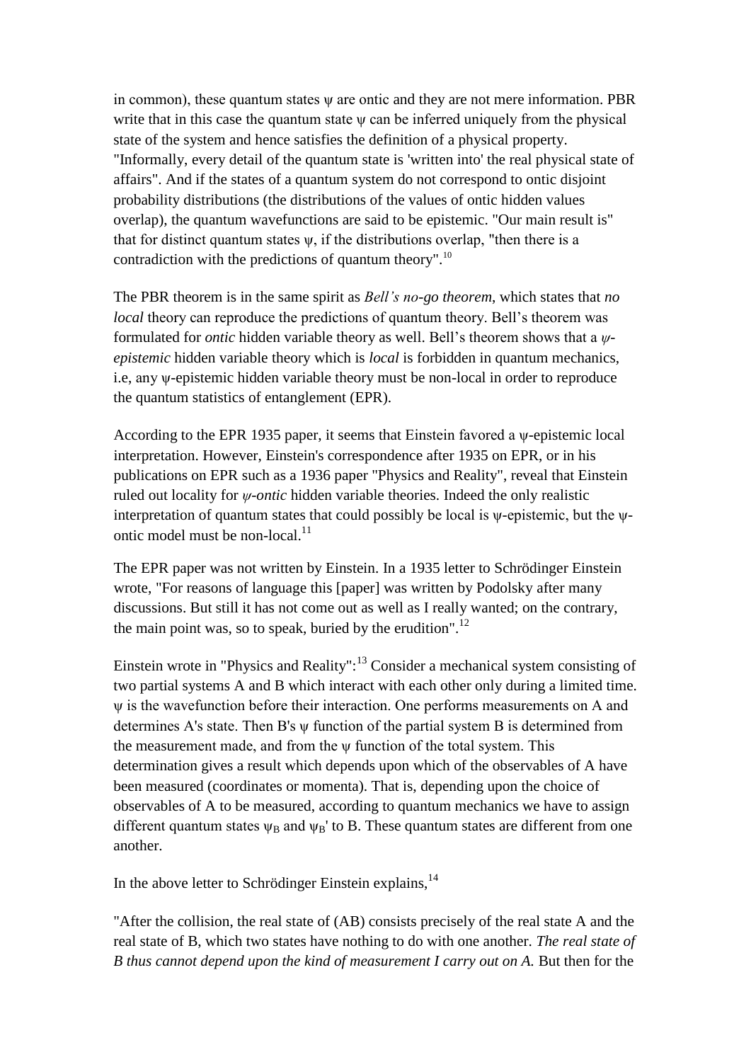in common), these quantum states ψ are ontic and they are not mere information. PBR write that in this case the quantum state ψ can be inferred uniquely from the physical state of the system and hence satisfies the definition of a physical property. "Informally, every detail of the quantum state is 'written into' the real physical state of affairs". And if the states of a quantum system do not correspond to ontic disjoint probability distributions (the distributions of the values of ontic hidden values overlap), the quantum wavefunctions are said to be epistemic. "Our main result is" that for distinct quantum states ψ, if the distributions overlap, "then there is a contradiction with the predictions of quantum theory".[10]

The PBR theorem is in the same spirit as *Bell's no-go theorem*, which states that *no local* theory can reproduce the predictions of quantum theory. Bell's theorem was formulated for *ontic* hidden variable theory as well. Bell's theorem shows that a *ψ-epistemic* hidden variable theory which is *local* is forbidden in quantum mechanics, i.e, any ψ-epistemic hidden variable theory must be non-local in order to reproduce the quantum statistics of entanglement (EPR).

According to the EPR 1935 paper, it seems that Einstein favored a ψ-epistemic local interpretation. However, Einstein's correspondence after 1935 on EPR, or in his publications on EPR such as a 1936 paper "Physics and Reality", reveal that Einstein ruled out locality for *ψ-ontic* hidden variable theories. Indeed the only realistic interpretation of quantum states that could possibly be local is ψ-epistemic, but the ψ-ontic model must be non-local.[11]

The EPR paper was not written by Einstein. In a 1935 letter to Schrödinger Einstein wrote, "For reasons of language this [paper] was written by Podolsky after many discussions. But still it has not come out as well as I really wanted; on the contrary, the main point was, so to speak, buried by the erudition".[12]

Einstein wrote in "Physics and Reality":[13] Consider a mechanical system consisting of two partial systems A and B which interact with each other only during a limited time. ψ is the wavefunction before their interaction. One performs measurements on A and determines A's state. Then B's ψ function of the partial system B is determined from the measurement made, and from the ψ function of the total system. This determination gives a result which depends upon which of the observables of A have been measured (coordinates or momenta). That is, depending upon the choice of observables of A to be measured, according to quantum mechanics we have to assign different quantum states $\psi_B$ and $\psi_B'$ to B. These quantum states are different from one another.

In the above letter to Schrödinger Einstein explains,[14]

"After the collision, the real state of (AB) consists precisely of the real state A and the real state of B, which two states have nothing to do with one another. *The real state of B thus cannot depend upon the kind of measurement I carry out on A.* But then for the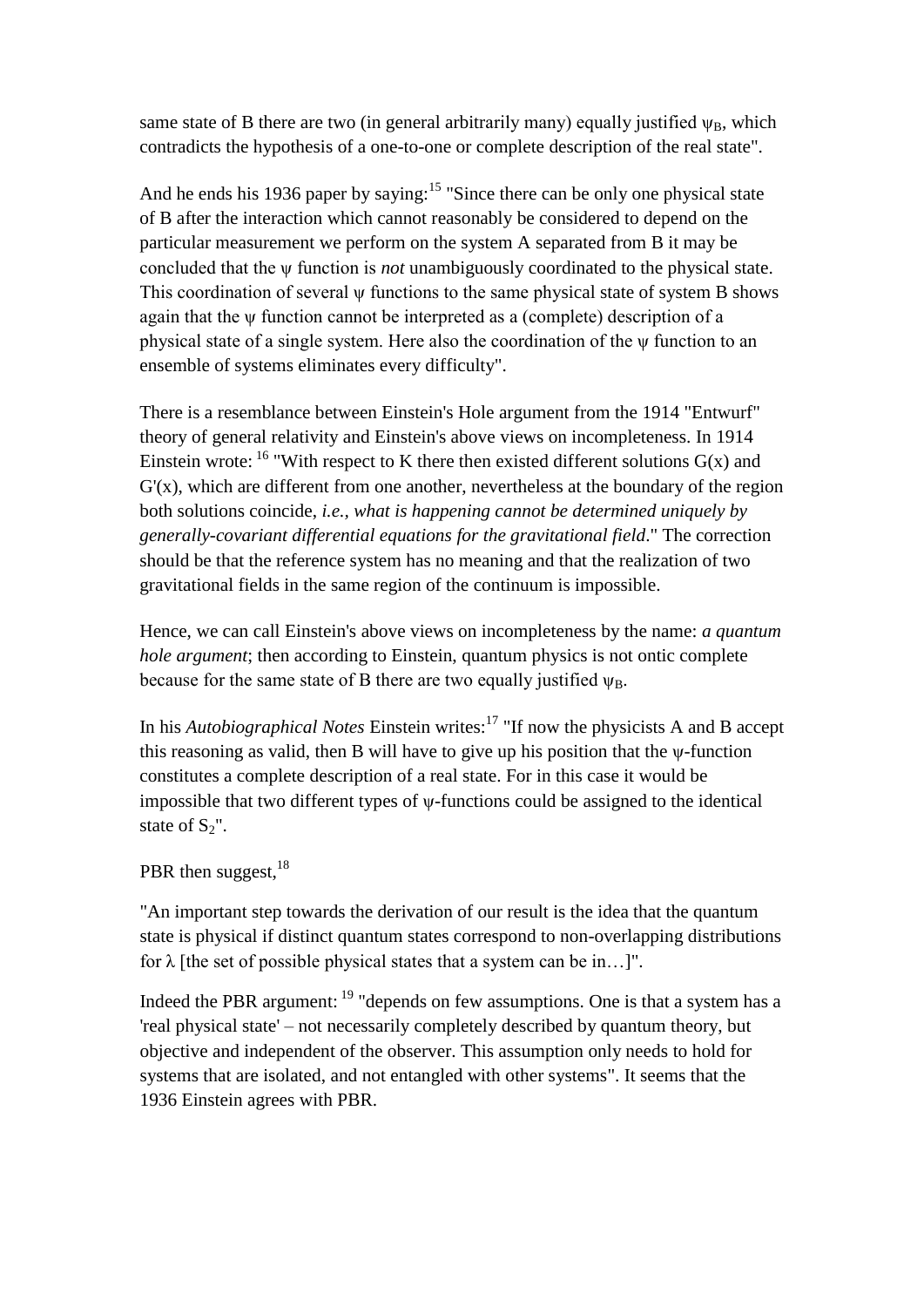same state of B there are two (in general arbitrarily many) equally justified $\psi_B$, which contradicts the hypothesis of a one-to-one or complete description of the real state".

And he ends his 1936 paper by saying:[15] "Since there can be only one physical state of B after the interaction which cannot reasonably be considered to depend on the particular measurement we perform on the system A separated from B it may be concluded that the $\psi$ function is *not* unambiguously coordinated to the physical state. This coordination of several $\psi$ functions to the same physical state of system B shows again that the $\psi$ function cannot be interpreted as a (complete) description of a physical state of a single system. Here also the coordination of the $\psi$ function to an ensemble of systems eliminates every difficulty".

There is a resemblance between Einstein's Hole argument from the 1914 "Entwurf" theory of general relativity and Einstein's above views on incompleteness. In 1914 Einstein wrote: [16] "With respect to K there then existed different solutions G(x) and G'(x), which are different from one another, nevertheless at the boundary of the region both solutions coincide, *i.e., what is happening cannot be determined uniquely by generally-covariant differential equations for the gravitational field*." The correction should be that the reference system has no meaning and that the realization of two gravitational fields in the same region of the continuum is impossible.

Hence, we can call Einstein's above views on incompleteness by the name: *a quantum hole argument*; then according to Einstein, quantum physics is not ontic complete because for the same state of B there are two equally justified $\psi_B$.

In his *Autobiographical Notes* Einstein writes:[17] "If now the physicists A and B accept this reasoning as valid, then B will have to give up his position that the $\psi$-function constitutes a complete description of a real state. For in this case it would be impossible that two different types of $\psi$-functions could be assigned to the identical state of $S_2$".

PBR then suggest,[18]

"An important step towards the derivation of our result is the idea that the quantum state is physical if distinct quantum states correspond to non-overlapping distributions for $\lambda$ [the set of possible physical states that a system can be in…]".

Indeed the PBR argument: [19] "depends on few assumptions. One is that a system has a 'real physical state' – not necessarily completely described by quantum theory, but objective and independent of the observer. This assumption only needs to hold for systems that are isolated, and not entangled with other systems". It seems that the 1936 Einstein agrees with PBR.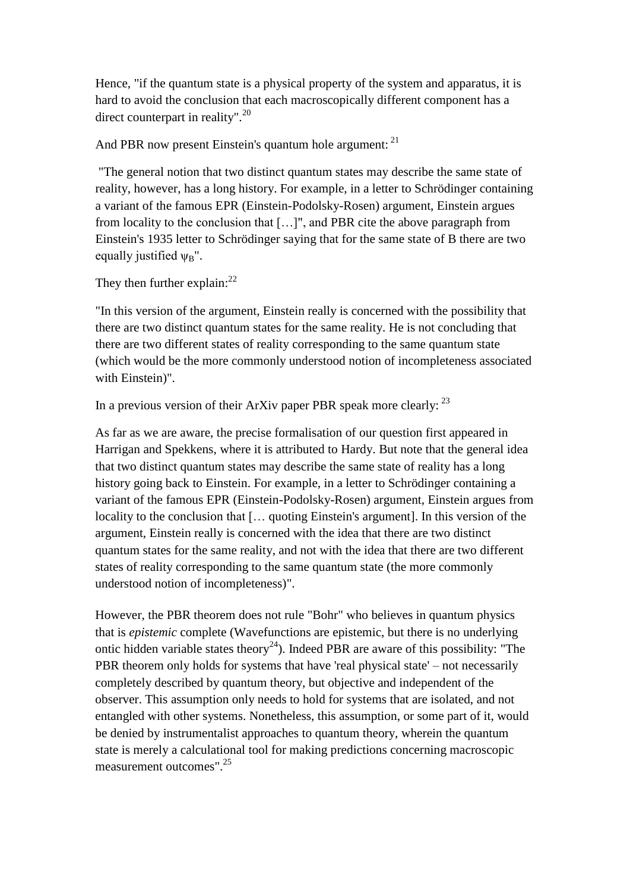Hence, "if the quantum state is a physical property of the system and apparatus, it is hard to avoid the conclusion that each macroscopically different component has a direct counterpart in reality".[20]

And PBR now present Einstein's quantum hole argument: [21]

"The general notion that two distinct quantum states may describe the same state of reality, however, has a long history. For example, in a letter to Schrödinger containing a variant of the famous EPR (Einstein-Podolsky-Rosen) argument, Einstein argues from locality to the conclusion that […]", and PBR cite the above paragraph from Einstein's 1935 letter to Schrödinger saying that for the same state of B there are two equally justified $\psi_B$".

They then further explain:[22]

"In this version of the argument, Einstein really is concerned with the possibility that there are two distinct quantum states for the same reality. He is not concluding that there are two different states of reality corresponding to the same quantum state (which would be the more commonly understood notion of incompleteness associated with Einstein)".

In a previous version of their ArXiv paper PBR speak more clearly: [23]

As far as we are aware, the precise formalisation of our question first appeared in Harrigan and Spekkens, where it is attributed to Hardy. But note that the general idea that two distinct quantum states may describe the same state of reality has a long history going back to Einstein. For example, in a letter to Schrödinger containing a variant of the famous EPR (Einstein-Podolsky-Rosen) argument, Einstein argues from locality to the conclusion that [… quoting Einstein's argument]. In this version of the argument, Einstein really is concerned with the idea that there are two distinct quantum states for the same reality, and not with the idea that there are two different states of reality corresponding to the same quantum state (the more commonly understood notion of incompleteness)".

However, the PBR theorem does not rule "Bohr" who believes in quantum physics that is *epistemic* complete (Wavefunctions are epistemic, but there is no underlying ontic hidden variable states theory[24]). Indeed PBR are aware of this possibility: "The PBR theorem only holds for systems that have 'real physical state' – not necessarily completely described by quantum theory, but objective and independent of the observer. This assumption only needs to hold for systems that are isolated, and not entangled with other systems. Nonetheless, this assumption, or some part of it, would be denied by instrumentalist approaches to quantum theory, wherein the quantum state is merely a calculational tool for making predictions concerning macroscopic measurement outcomes".[25]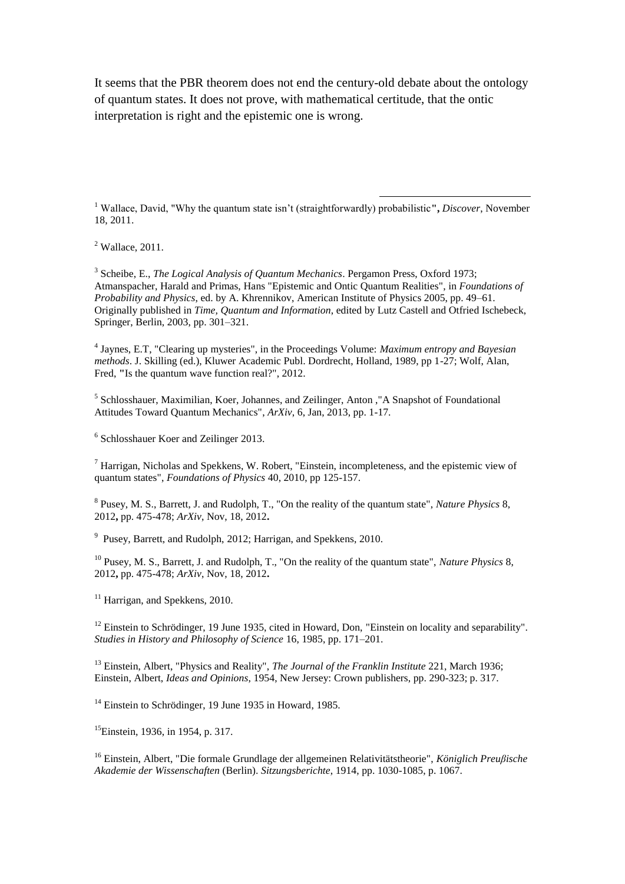It seems that the PBR theorem does not end the century-old debate about the ontology of quantum states. It does not prove, with mathematical certitude, that the ontic interpretation is right and the epistemic one is wrong.

---

[1] Wallace, David, "Why the quantum state isn't (straightforwardly) probabilistic", *Discover*, November 18, 2011.

[2] Wallace, 2011.

[3] Scheibe, E., *The Logical Analysis of Quantum Mechanics*. Pergamon Press, Oxford 1973; Atmanspacher, Harald and Primas, Hans "Epistemic and Ontic Quantum Realities", in *Foundations of Probability and Physics*, ed. by A. Khrennikov, American Institute of Physics 2005, pp. 49–61. Originally published in *Time, Quantum and Information*, edited by Lutz Castell and Otfried Ischebeck, Springer, Berlin, 2003, pp. 301–321.

[4] Jaynes, E.T, "Clearing up mysteries", in the Proceedings Volume: *Maximum entropy and Bayesian methods*. J. Skilling (ed.), Kluwer Academic Publ. Dordrecht, Holland, 1989, pp 1-27; Wolf, Alan, Fred, "Is the quantum wave function real?", 2012.

[5] Schlosshauer, Maximilian, Koer, Johannes, and Zeilinger, Anton ,"A Snapshot of Foundational Attitudes Toward Quantum Mechanics", *ArXiv*, 6, Jan, 2013, pp. 1-17.

[6] Schlosshauer Koer and Zeilinger 2013.

[7] Harrigan, Nicholas and Spekkens, W. Robert, "Einstein, incompleteness, and the epistemic view of quantum states", *Foundations of Physics* 40, 2010, pp 125-157.

[8] Pusey, M. S., Barrett, J. and Rudolph, T., "On the reality of the quantum state", *Nature Physics* 8, 2012**,** pp. 475-478; *ArXiv*, Nov, 18, 2012**.**

[9] Pusey, Barrett, and Rudolph, 2012; Harrigan, and Spekkens, 2010.

[10] Pusey, M. S., Barrett, J. and Rudolph, T., "On the reality of the quantum state", *Nature Physics* 8, 2012**,** pp. 475-478; *ArXiv*, Nov, 18, 2012**.**

[11] Harrigan, and Spekkens, 2010.

[12] Einstein to Schrödinger, 19 June 1935, cited in Howard, Don, "Einstein on locality and separability". *Studies in History and Philosophy of Science* 16, 1985, pp. 171–201.

[13] Einstein, Albert, "Physics and Reality", *The Journal of the Franklin Institute* 221, March 1936; Einstein, Albert, *Ideas and Opinions*, 1954, New Jersey: Crown publishers, pp. 290-323; p. 317.

[14] Einstein to Schrödinger, 19 June 1935 in Howard, 1985.

[15] Einstein, 1936, in 1954, p. 317.

[16] Einstein, Albert, "Die formale Grundlage der allgemeinen Relativitätstheorie", *Königlich Preußische Akademie der Wissenschaften* (Berlin). *Sitzungsberichte*, 1914, pp. 1030-1085, p. 1067.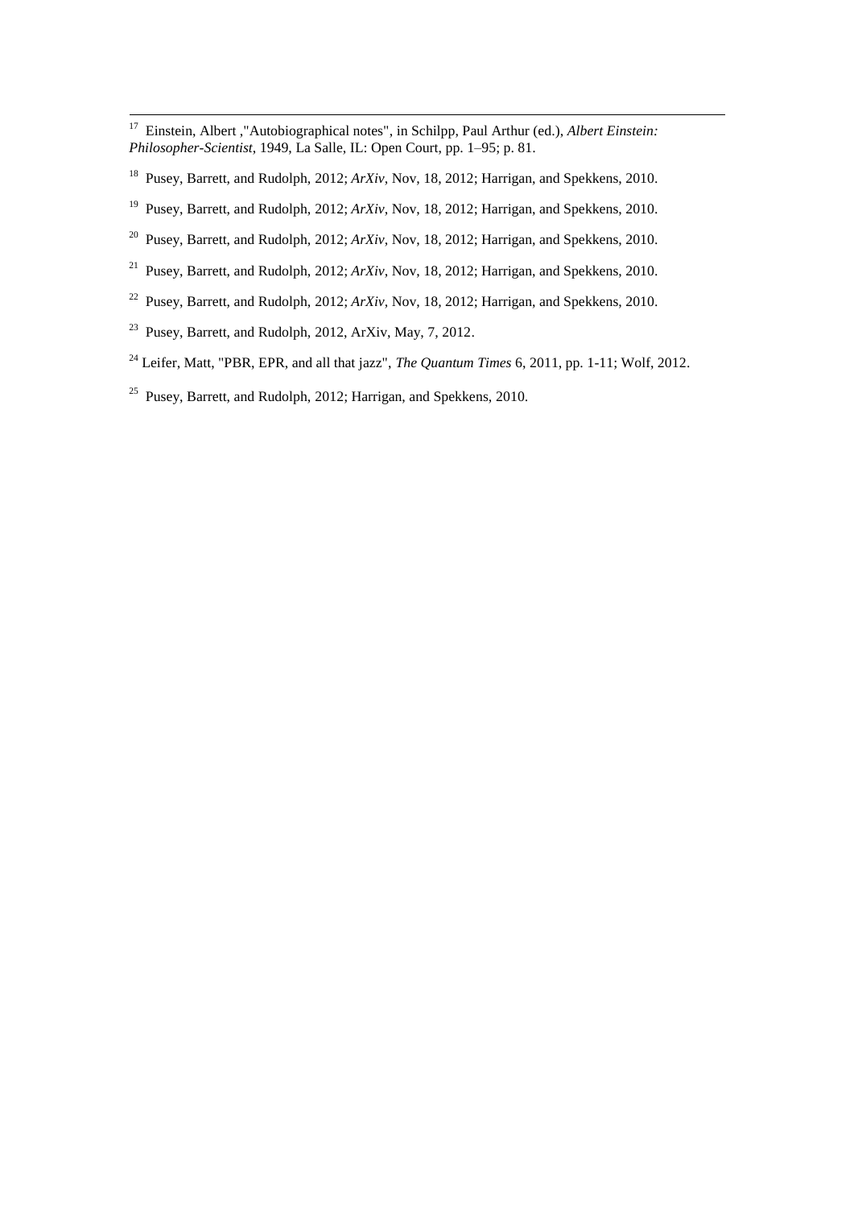[17] Einstein, Albert ,"Autobiographical notes", in Schilpp, Paul Arthur (ed.), *Albert Einstein: Philosopher-Scientist*, 1949, La Salle, IL: Open Court, pp. 1–95; p. 81.

[18] Pusey, Barrett, and Rudolph, 2012; *ArXiv*, Nov, 18, 2012; Harrigan, and Spekkens, 2010.

[19] Pusey, Barrett, and Rudolph, 2012; *ArXiv*, Nov, 18, 2012; Harrigan, and Spekkens, 2010.

[20] Pusey, Barrett, and Rudolph, 2012; *ArXiv*, Nov, 18, 2012; Harrigan, and Spekkens, 2010.

[21] Pusey, Barrett, and Rudolph, 2012; *ArXiv*, Nov, 18, 2012; Harrigan, and Spekkens, 2010.

[22] Pusey, Barrett, and Rudolph, 2012; *ArXiv*, Nov, 18, 2012; Harrigan, and Spekkens, 2010.

[23] Pusey, Barrett, and Rudolph, 2012, ArXiv, May, 7, 2012.

[24] Leifer, Matt, "PBR, EPR, and all that jazz", *The Quantum Times* 6, 2011, pp. 1-11; Wolf, 2012.

[25] Pusey, Barrett, and Rudolph, 2012; Harrigan, and Spekkens, 2010.